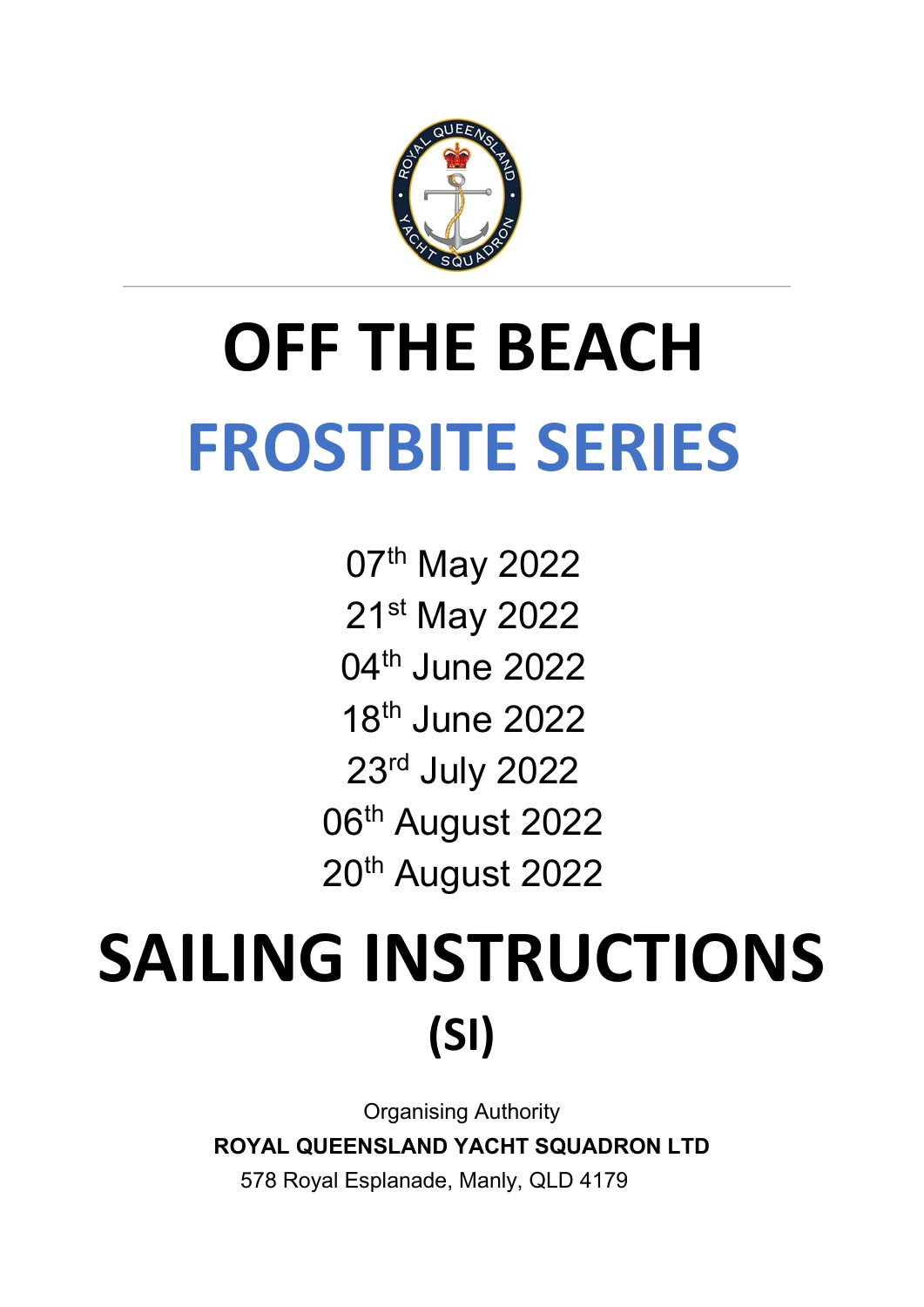# OFF THE BEACH

# FROSTBITE SERIES

07th May 2022

21st May 2022

04th June 2022

18th June 2022

23rd July 2022

06th August 2022

20th August 2022

# SAILING INSTRUCTIONS

## (SI)

Organising Authority

**ROYAL QUEENSLAND YACHT SQUADRON LTD**

578 Royal Esplanade, Manly, QLD 4179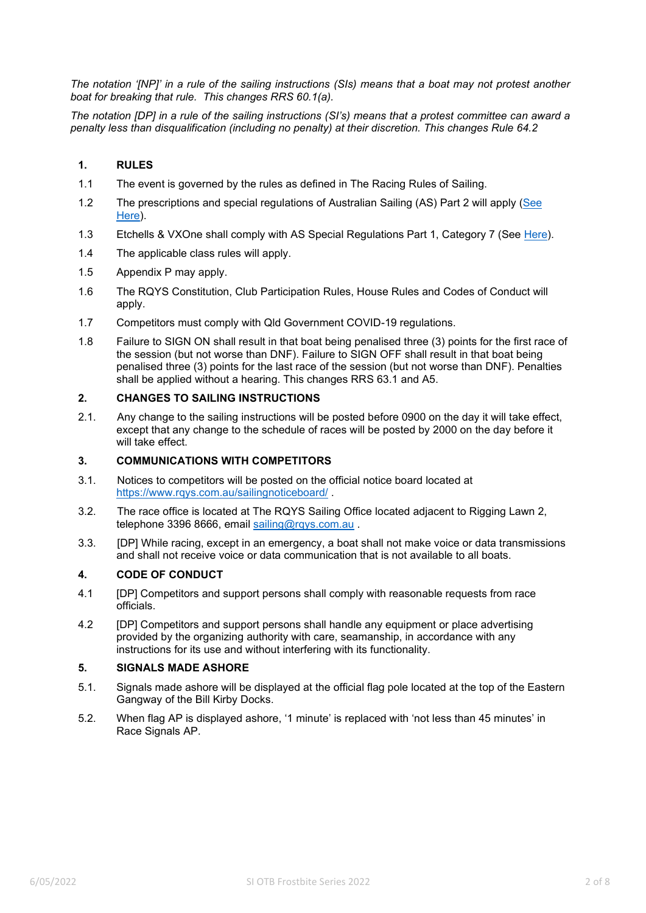*The notation '[NP]' in a rule of the sailing instructions (SIs) means that a boat may not protest another boat for breaking that rule. This changes RRS 60.1(a).*

*The notation [DP] in a rule of the sailing instructions (SI's) means that a protest committee can award a penalty less than disqualification (including no penalty) at their discretion. This changes Rule 64.2*

## 1. RULES

1.1 The event is governed by the rules as defined in The Racing Rules of Sailing.

1.2 The prescriptions and special regulations of Australian Sailing (AS) Part 2 will apply (See Here).

1.3 Etchells & VXOne shall comply with AS Special Regulations Part 1, Category 7 (See Here).

1.4 The applicable class rules will apply.

1.5 Appendix P may apply.

1.6 The RQYS Constitution, Club Participation Rules, House Rules and Codes of Conduct will apply.

1.7 Competitors must comply with Qld Government COVID-19 regulations.

1.8 Failure to SIGN ON shall result in that boat being penalised three (3) points for the first race of the session (but not worse than DNF). Failure to SIGN OFF shall result in that boat being penalised three (3) points for the last race of the session (but not worse than DNF). Penalties shall be applied without a hearing. This changes RRS 63.1 and A5.

## 2. CHANGES TO SAILING INSTRUCTIONS

2.1. Any change to the sailing instructions will be posted before 0900 on the day it will take effect, except that any change to the schedule of races will be posted by 2000 on the day before it will take effect.

## 3. COMMUNICATIONS WITH COMPETITORS

3.1. Notices to competitors will be posted on the official notice board located at https://www.rqys.com.au/sailingnoticeboard/ .

3.2. The race office is located at The RQYS Sailing Office located adjacent to Rigging Lawn 2, telephone 3396 8666, email sailing@rqys.com.au .

3.3. [DP] While racing, except in an emergency, a boat shall not make voice or data transmissions and shall not receive voice or data communication that is not available to all boats.

## 4. CODE OF CONDUCT

4.1 [DP] Competitors and support persons shall comply with reasonable requests from race officials.

4.2 [DP] Competitors and support persons shall handle any equipment or place advertising provided by the organizing authority with care, seamanship, in accordance with any instructions for its use and without interfering with its functionality.

## 5. SIGNALS MADE ASHORE

5.1. Signals made ashore will be displayed at the official flag pole located at the top of the Eastern Gangway of the Bill Kirby Docks.

5.2. When flag AP is displayed ashore, '1 minute' is replaced with 'not less than 45 minutes' in Race Signals AP.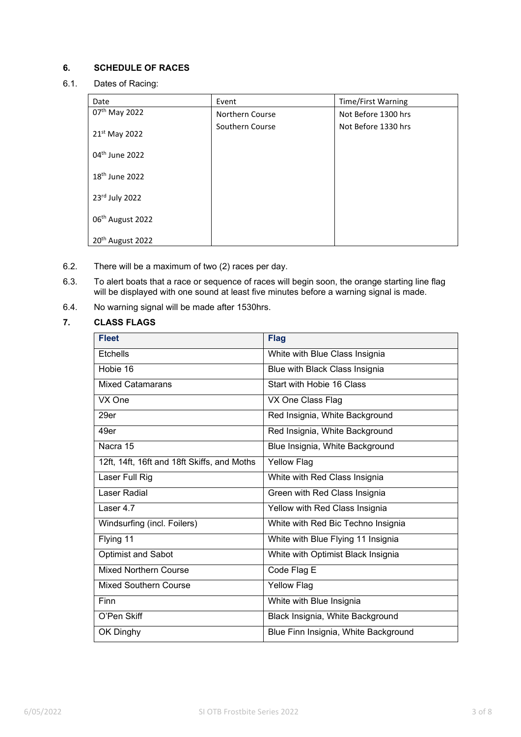## 6. SCHEDULE OF RACES

6.1. Dates of Racing:

| Date | Event | Time/First Warning |
|---|---|---|
| 07th May 2022 | Northern Course | Not Before 1300 hrs |
| 21st May 2022 | Southern Course | Not Before 1330 hrs |
| 04th June 2022 | | |
| 18th June 2022 | | |
| 23rd July 2022 | | |
| 06th August 2022 | | |
| 20th August 2022 | | |

6.2. There will be a maximum of two (2) races per day.

6.3. To alert boats that a race or sequence of races will begin soon, the orange starting line flag will be displayed with one sound at least five minutes before a warning signal is made.

6.4. No warning signal will be made after 1530hrs.

## 7. CLASS FLAGS

| Fleet | Flag |
|---|---|
| Etchells | White with Blue Class Insignia |
| Hobie 16 | Blue with Black Class Insignia |
| Mixed Catamarans | Start with Hobie 16 Class |
| VX One | VX One Class Flag |
| 29er | Red Insignia, White Background |
| 49er | Red Insignia, White Background |
| Nacra 15 | Blue Insignia, White Background |
| 12ft, 14ft, 16ft and 18ft Skiffs, and Moths | Yellow Flag |
| Laser Full Rig | White with Red Class Insignia |
| Laser Radial | Green with Red Class Insignia |
| Laser 4.7 | Yellow with Red Class Insignia |
| Windsurfing (incl. Foilers) | White with Red Bic Techno Insignia |
| Flying 11 | White with Blue Flying 11 Insignia |
| Optimist and Sabot | White with Optimist Black Insignia |
| Mixed Northern Course | Code Flag E |
| Mixed Southern Course | Yellow Flag |
| Finn | White with Blue Insignia |
| O'Pen Skiff | Black Insignia, White Background |
| OK Dinghy | Blue Finn Insignia, White Background |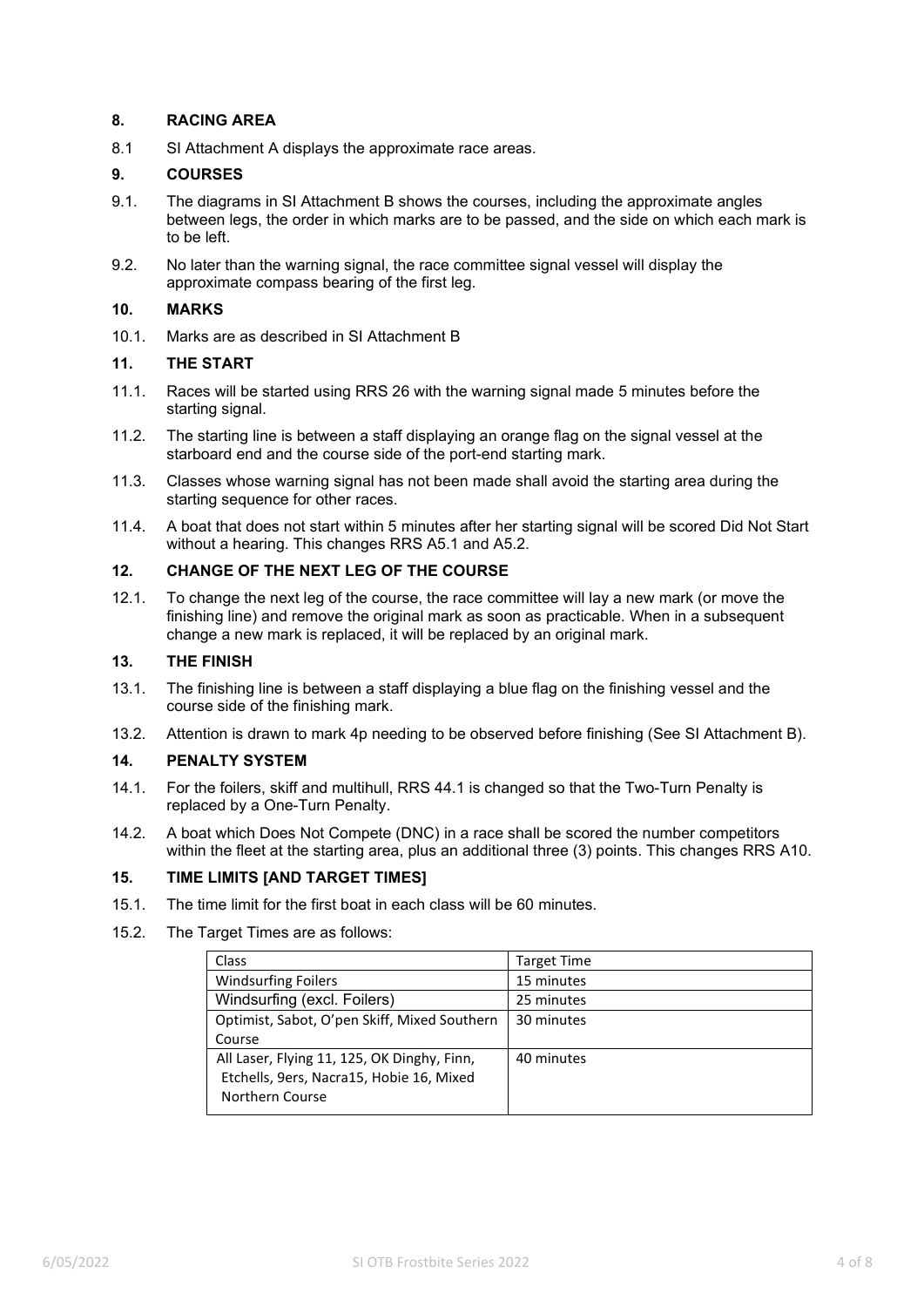## 8. RACING AREA

8.1 SI Attachment A displays the approximate race areas.

## 9. COURSES

9.1. The diagrams in SI Attachment B shows the courses, including the approximate angles between legs, the order in which marks are to be passed, and the side on which each mark is to be left.

9.2. No later than the warning signal, the race committee signal vessel will display the approximate compass bearing of the first leg.

## 10. MARKS

10.1. Marks are as described in SI Attachment B

## 11. THE START

11.1. Races will be started using RRS 26 with the warning signal made 5 minutes before the starting signal.

11.2. The starting line is between a staff displaying an orange flag on the signal vessel at the starboard end and the course side of the port-end starting mark.

11.3. Classes whose warning signal has not been made shall avoid the starting area during the starting sequence for other races.

11.4. A boat that does not start within 5 minutes after her starting signal will be scored Did Not Start without a hearing. This changes RRS A5.1 and A5.2.

## 12. CHANGE OF THE NEXT LEG OF THE COURSE

12.1. To change the next leg of the course, the race committee will lay a new mark (or move the finishing line) and remove the original mark as soon as practicable. When in a subsequent change a new mark is replaced, it will be replaced by an original mark.

## 13. THE FINISH

13.1. The finishing line is between a staff displaying a blue flag on the finishing vessel and the course side of the finishing mark.

13.2. Attention is drawn to mark 4p needing to be observed before finishing (See SI Attachment B).

## 14. PENALTY SYSTEM

14.1. For the foilers, skiff and multihull, RRS 44.1 is changed so that the Two-Turn Penalty is replaced by a One-Turn Penalty.

14.2. A boat which Does Not Compete (DNC) in a race shall be scored the number competitors within the fleet at the starting area, plus an additional three (3) points. This changes RRS A10.

## 15. TIME LIMITS [AND TARGET TIMES]

15.1. The time limit for the first boat in each class will be 60 minutes.

15.2. The Target Times are as follows:

| Class | Target Time |
|---|---|
| Windsurfing Foilers | 15 minutes |
| Windsurfing (excl. Foilers) | 25 minutes |
| Optimist, Sabot, O'pen Skiff, Mixed Southern Course | 30 minutes |
| All Laser, Flying 11, 125, OK Dinghy, Finn, Etchells, 9ers, Nacra15, Hobie 16, Mixed Northern Course | 40 minutes |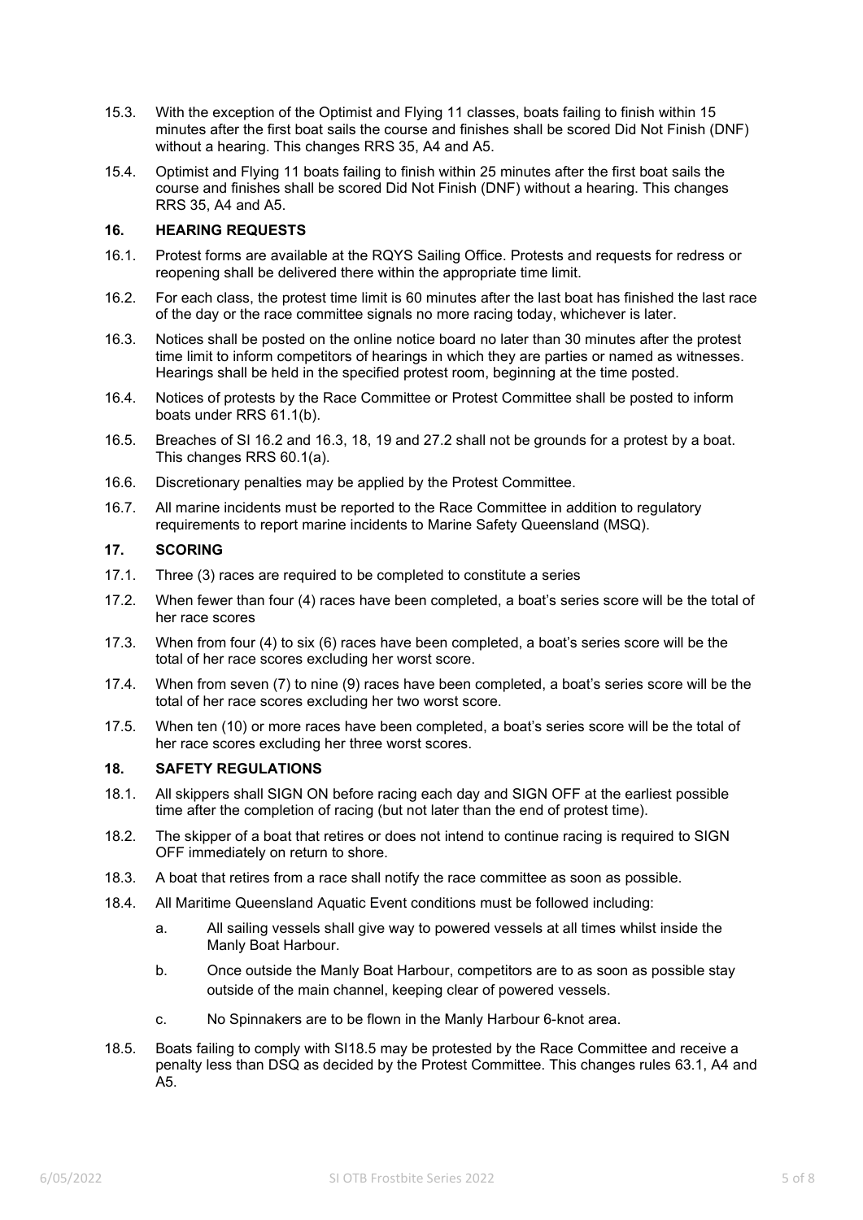15.3. With the exception of the Optimist and Flying 11 classes, boats failing to finish within 15 minutes after the first boat sails the course and finishes shall be scored Did Not Finish (DNF) without a hearing. This changes RRS 35, A4 and A5.

15.4. Optimist and Flying 11 boats failing to finish within 25 minutes after the first boat sails the course and finishes shall be scored Did Not Finish (DNF) without a hearing. This changes RRS 35, A4 and A5.

## 16. HEARING REQUESTS

16.1. Protest forms are available at the RQYS Sailing Office. Protests and requests for redress or reopening shall be delivered there within the appropriate time limit.

16.2. For each class, the protest time limit is 60 minutes after the last boat has finished the last race of the day or the race committee signals no more racing today, whichever is later.

16.3. Notices shall be posted on the online notice board no later than 30 minutes after the protest time limit to inform competitors of hearings in which they are parties or named as witnesses. Hearings shall be held in the specified protest room, beginning at the time posted.

16.4. Notices of protests by the Race Committee or Protest Committee shall be posted to inform boats under RRS 61.1(b).

16.5. Breaches of SI 16.2 and 16.3, 18, 19 and 27.2 shall not be grounds for a protest by a boat. This changes RRS 60.1(a).

16.6. Discretionary penalties may be applied by the Protest Committee.

16.7. All marine incidents must be reported to the Race Committee in addition to regulatory requirements to report marine incidents to Marine Safety Queensland (MSQ).

## 17. SCORING

17.1. Three (3) races are required to be completed to constitute a series

17.2. When fewer than four (4) races have been completed, a boat's series score will be the total of her race scores

17.3. When from four (4) to six (6) races have been completed, a boat's series score will be the total of her race scores excluding her worst score.

17.4. When from seven (7) to nine (9) races have been completed, a boat's series score will be the total of her race scores excluding her two worst score.

17.5. When ten (10) or more races have been completed, a boat's series score will be the total of her race scores excluding her three worst scores.

## 18. SAFETY REGULATIONS

18.1. All skippers shall SIGN ON before racing each day and SIGN OFF at the earliest possible time after the completion of racing (but not later than the end of protest time).

18.2. The skipper of a boat that retires or does not intend to continue racing is required to SIGN OFF immediately on return to shore.

18.3. A boat that retires from a race shall notify the race committee as soon as possible.

18.4. All Maritime Queensland Aquatic Event conditions must be followed including:

   a. All sailing vessels shall give way to powered vessels at all times whilst inside the Manly Boat Harbour.

   b. Once outside the Manly Boat Harbour, competitors are to as soon as possible stay outside of the main channel, keeping clear of powered vessels.

   c. No Spinnakers are to be flown in the Manly Harbour 6-knot area.

18.5. Boats failing to comply with SI18.5 may be protested by the Race Committee and receive a penalty less than DSQ as decided by the Protest Committee. This changes rules 63.1, A4 and A5.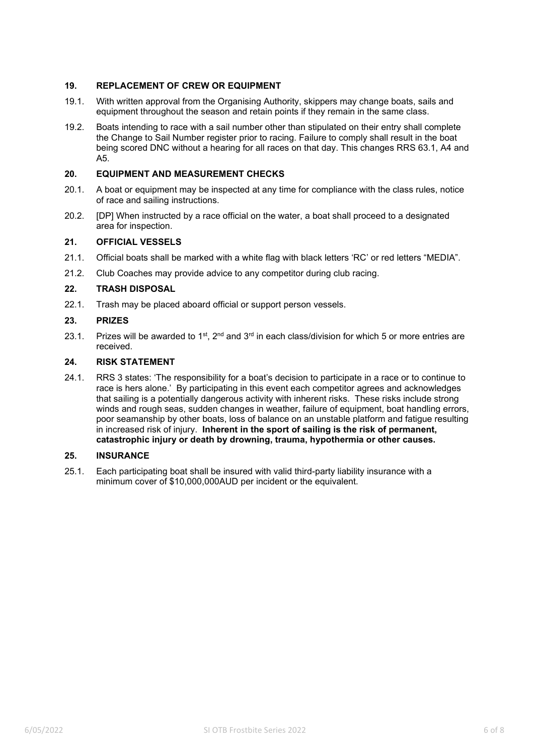## 19. REPLACEMENT OF CREW OR EQUIPMENT

19.1. With written approval from the Organising Authority, skippers may change boats, sails and equipment throughout the season and retain points if they remain in the same class.

19.2. Boats intending to race with a sail number other than stipulated on their entry shall complete the Change to Sail Number register prior to racing. Failure to comply shall result in the boat being scored DNC without a hearing for all races on that day. This changes RRS 63.1, A4 and A5.

## 20. EQUIPMENT AND MEASUREMENT CHECKS

20.1. A boat or equipment may be inspected at any time for compliance with the class rules, notice of race and sailing instructions.

20.2. [DP] When instructed by a race official on the water, a boat shall proceed to a designated area for inspection.

## 21. OFFICIAL VESSELS

21.1. Official boats shall be marked with a white flag with black letters 'RC' or red letters "MEDIA".

21.2. Club Coaches may provide advice to any competitor during club racing.

## 22. TRASH DISPOSAL

22.1. Trash may be placed aboard official or support person vessels.

## 23. PRIZES

23.1. Prizes will be awarded to 1st, 2nd and 3rd in each class/division for which 5 or more entries are received.

## 24. RISK STATEMENT

24.1. RRS 3 states: 'The responsibility for a boat's decision to participate in a race or to continue to race is hers alone.' By participating in this event each competitor agrees and acknowledges that sailing is a potentially dangerous activity with inherent risks. These risks include strong winds and rough seas, sudden changes in weather, failure of equipment, boat handling errors, poor seamanship by other boats, loss of balance on an unstable platform and fatigue resulting in increased risk of injury. **Inherent in the sport of sailing is the risk of permanent, catastrophic injury or death by drowning, trauma, hypothermia or other causes.**

## 25. INSURANCE

25.1. Each participating boat shall be insured with valid third-party liability insurance with a minimum cover of $10,000,000AUD per incident or the equivalent.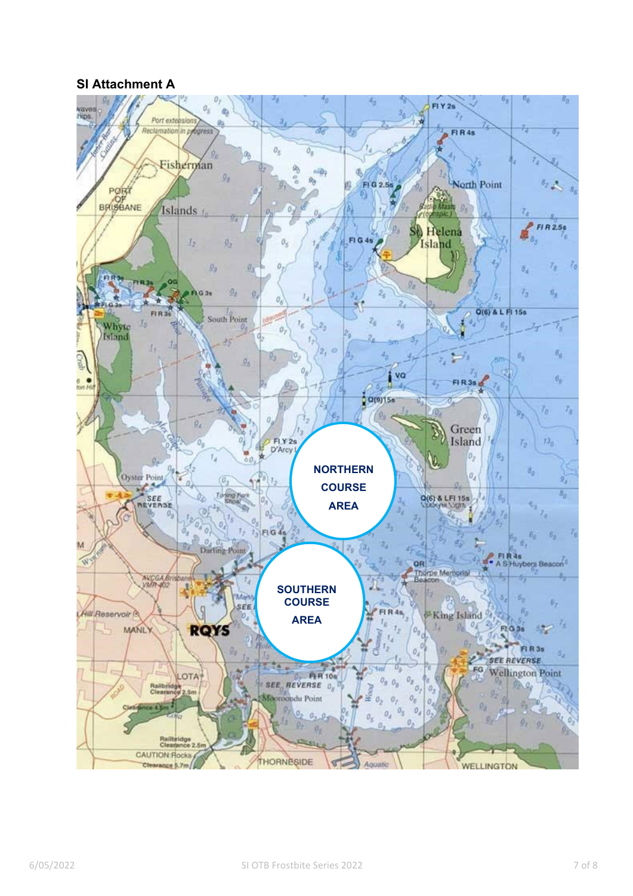## SI Attachment A

NORTHERN COURSE AREA

SOUTHERN COURSE AREA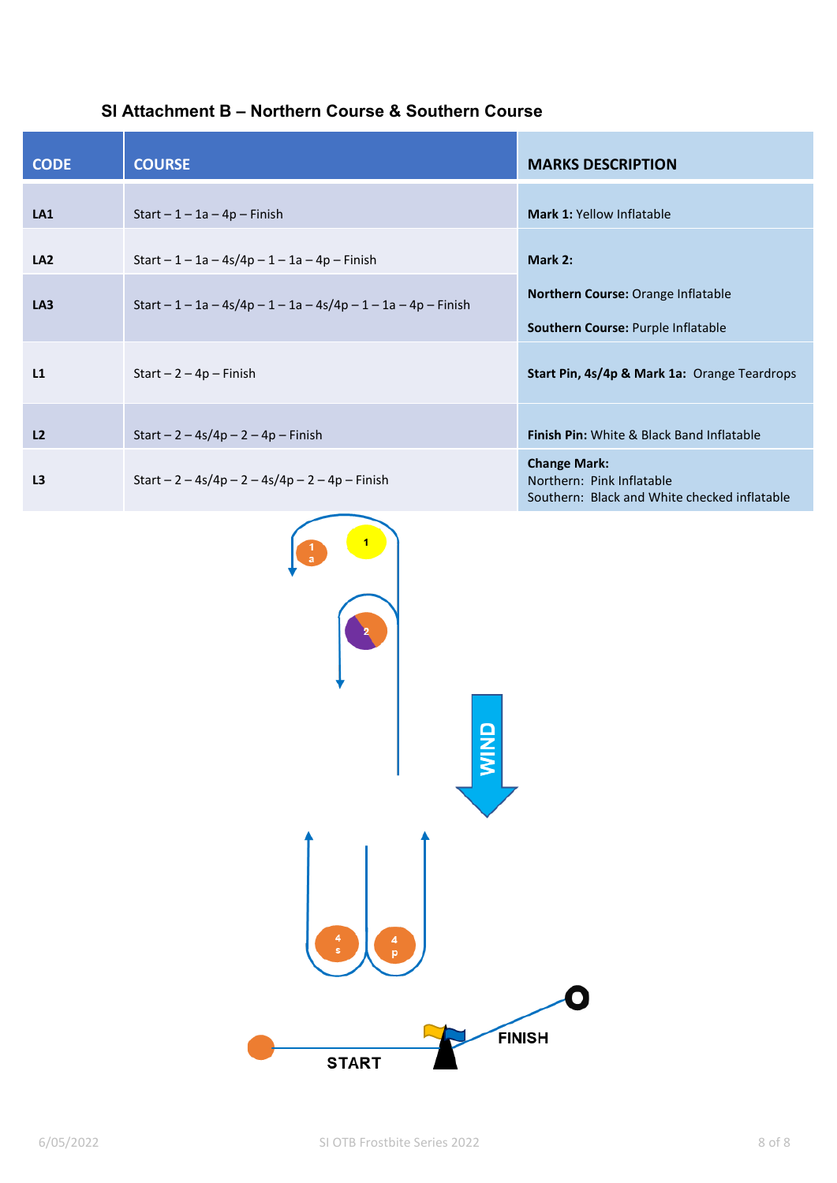## SI Attachment B – Northern Course & Southern Course

| CODE | COURSE | MARKS DESCRIPTION |
|---|---|---|
| LA1 | Start – 1 – 1a – 4p – Finish | **Mark 1:** Yellow Inflatable |
| LA2 | Start – 1 – 1a – 4s/4p – 1 – 1a – 4p – Finish | **Mark 2:**<br>**Northern Course:** Orange Inflatable<br>**Southern Course:** Purple Inflatable |
| LA3 | Start – 1 – 1a – 4s/4p – 1 – 1a – 4s/4p – 1 – 1a – 4p – Finish | |
| L1 | Start – 2 – 4p – Finish | **Start Pin, 4s/4p & Mark 1a:** Orange Teardrops |
| L2 | Start – 2 – 4s/4p – 2 – 4p – Finish | **Finish Pin:** White & Black Band Inflatable |
| L3 | Start – 2 – 4s/4p – 2 – 4s/4p – 2 – 4p – Finish | **Change Mark:**<br>Northern: Pink Inflatable<br>Southern: Black and White checked inflatable |

1a

1

2

WIND

4s

4p

FINISH

START